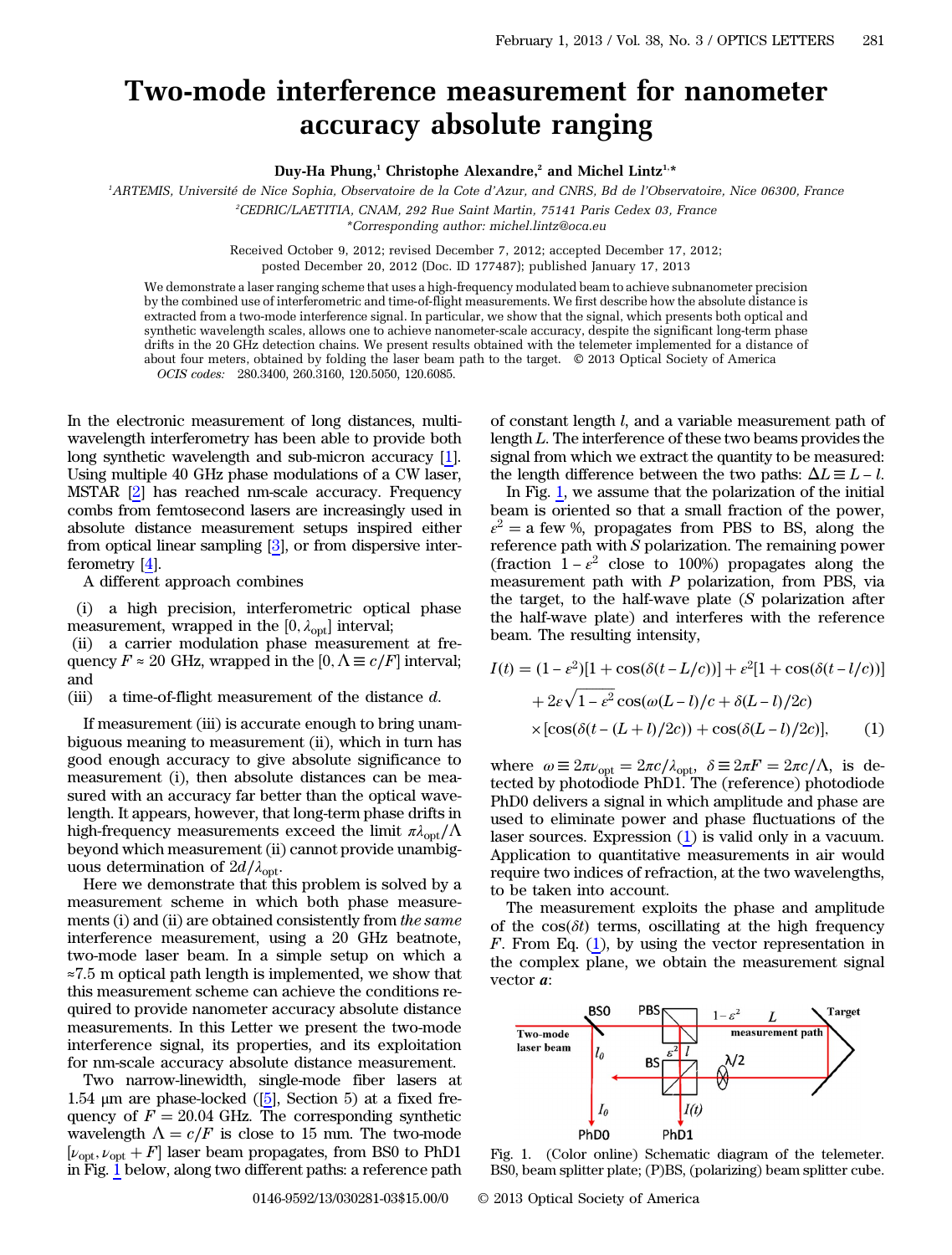# Two-mode interference measurement for nanometer accuracy absolute ranging

**Duy-Ha Phung,[1] Christophe Alexandre,[2] and Michel Lintz[1,*]**

[1]ARTEMIS, Université de Nice Sophia, Observatoire de la Cote d'Azur, and CNRS, Bd de l'Observatoire, Nice 06300, France

[2]CEDRIC/LAETITIA, CNAM, 292 Rue Saint Martin, 75141 Paris Cedex 03, France

*Corresponding author: michel.lintz@oca.eu

Received October 9, 2012; revised December 7, 2012; accepted December 17, 2012; posted December 20, 2012 (Doc. ID 177487); published January 17, 2013

We demonstrate a laser ranging scheme that uses a high-frequency modulated beam to achieve subnanometer precision by the combined use of interferometric and time-of-flight measurements. We first describe how the absolute distance is extracted from a two-mode interference signal. In particular, we show that the signal, which presents both optical and synthetic wavelength scales, allows one to achieve nanometer-scale accuracy, despite the significant long-term phase drifts in the 20 GHz detection chains. We present results obtained with the telemeter implemented for a distance of about four meters, obtained by folding the laser beam path to the target. © 2013 Optical Society of America

*OCIS codes:* 280.3400, 260.3160, 120.5050, 120.6085.

In the electronic measurement of long distances, multi-wavelength interferometry has been able to provide both long synthetic wavelength and sub-micron accuracy [1]. Using multiple 40 GHz phase modulations of a CW laser, MSTAR [2] has reached nm-scale accuracy. Frequency combs from femtosecond lasers are increasingly used in absolute distance measurement setups inspired either from optical linear sampling [3], or from dispersive interferometry [4].

A different approach combines

(i) a high precision, interferometric optical phase measurement, wrapped in the $[0, \lambda_{\mathrm{opt}}]$ interval;
(ii) a carrier modulation phase measurement at frequency $F \approx 20$ GHz, wrapped in the $[0, \Lambda \equiv c/F]$ interval; and
(iii) a time-of-flight measurement of the distance $d$.

If measurement (iii) is accurate enough to bring unambiguous meaning to measurement (ii), which in turn has good enough accuracy to give absolute significance to measurement (i), then absolute distances can be measured with an accuracy far better than the optical wavelength. It appears, however, that long-term phase drifts in high-frequency measurements exceed the limit $\pi\lambda_{\mathrm{opt}}/\Lambda$ beyond which measurement (ii) cannot provide unambiguous determination of $2d/\lambda_{\mathrm{opt}}$.

Here we demonstrate that this problem is solved by a measurement scheme in which both phase measurements (i) and (ii) are obtained consistently from *the same* interference measurement, using a 20 GHz beatnote, two-mode laser beam. In a simple setup on which a ≈7.5 m optical path length is implemented, we show that this measurement scheme can achieve the conditions required to provide nanometer accuracy absolute distance measurements. In this Letter we present the two-mode interference signal, its properties, and its exploitation for nm-scale accuracy absolute distance measurement.

Two narrow-linewidth, single-mode fiber lasers at 1.54 μm are phase-locked ([5], Section 5) at a fixed frequency of $F = 20.04$ GHz. The corresponding synthetic wavelength $\Lambda = c/F$ is close to 15 mm. The two-mode $[\nu_{\mathrm{opt}}, \nu_{\mathrm{opt}} + F]$ laser beam propagates, from BS0 to PhD1 in Fig. 1 below, along two different paths: a reference path of constant length $l$, and a variable measurement path of length $L$. The interference of these two beams provides the signal from which we extract the quantity to be measured: the length difference between the two paths: $\Delta L \equiv L - l$.

In Fig. 1, we assume that the polarization of the initial beam is oriented so that a small fraction of the power, $\varepsilon^2$ = a few %, propagates from PBS to BS, along the reference path with $S$ polarization. The remaining power (fraction $1 - \varepsilon^2$ close to 100%) propagates along the measurement path with $P$ polarization, from PBS, via the target, to the half-wave plate ($S$ polarization after the half-wave plate) and interferes with the reference beam. The resulting intensity,

$$
\begin{aligned}
I(t) = {} & (1-\varepsilon^2)[1+\cos(\delta(t-L/c))] + \varepsilon^2[1+\cos(\delta(t-l/c))] \\
& + 2\varepsilon\sqrt{1-\varepsilon^2}\cos(\omega(L-l)/c + \delta(L-l)/2c) \\
& \times[\cos(\delta(t-(L+l)/2c)) + \cos(\delta(L-l)/2c)], \qquad (1)
\end{aligned}
$$

where $\omega \equiv 2\pi\nu_{\mathrm{opt}} = 2\pi c/\lambda_{\mathrm{opt}}$, $\delta \equiv 2\pi F = 2\pi c/\Lambda$, is detected by photodiode PhD1. The (reference) photodiode PhD0 delivers a signal in which amplitude and phase are used to eliminate power and phase fluctuations of the laser sources. Expression (1) is valid only in a vacuum. Application to quantitative measurements in air would require two indices of refraction, at the two wavelengths, to be taken into account.

The measurement exploits the phase and amplitude of the $\cos(\delta t)$ terms, oscillating at the high frequency $F$. From Eq. (1), by using the vector representation in the complex plane, we obtain the measurement signal vector $\boldsymbol{a}$:

Fig. 1. (Color online) Schematic diagram of the telemeter. BS0, beam splitter plate; (P)BS, (polarizing) beam splitter cube.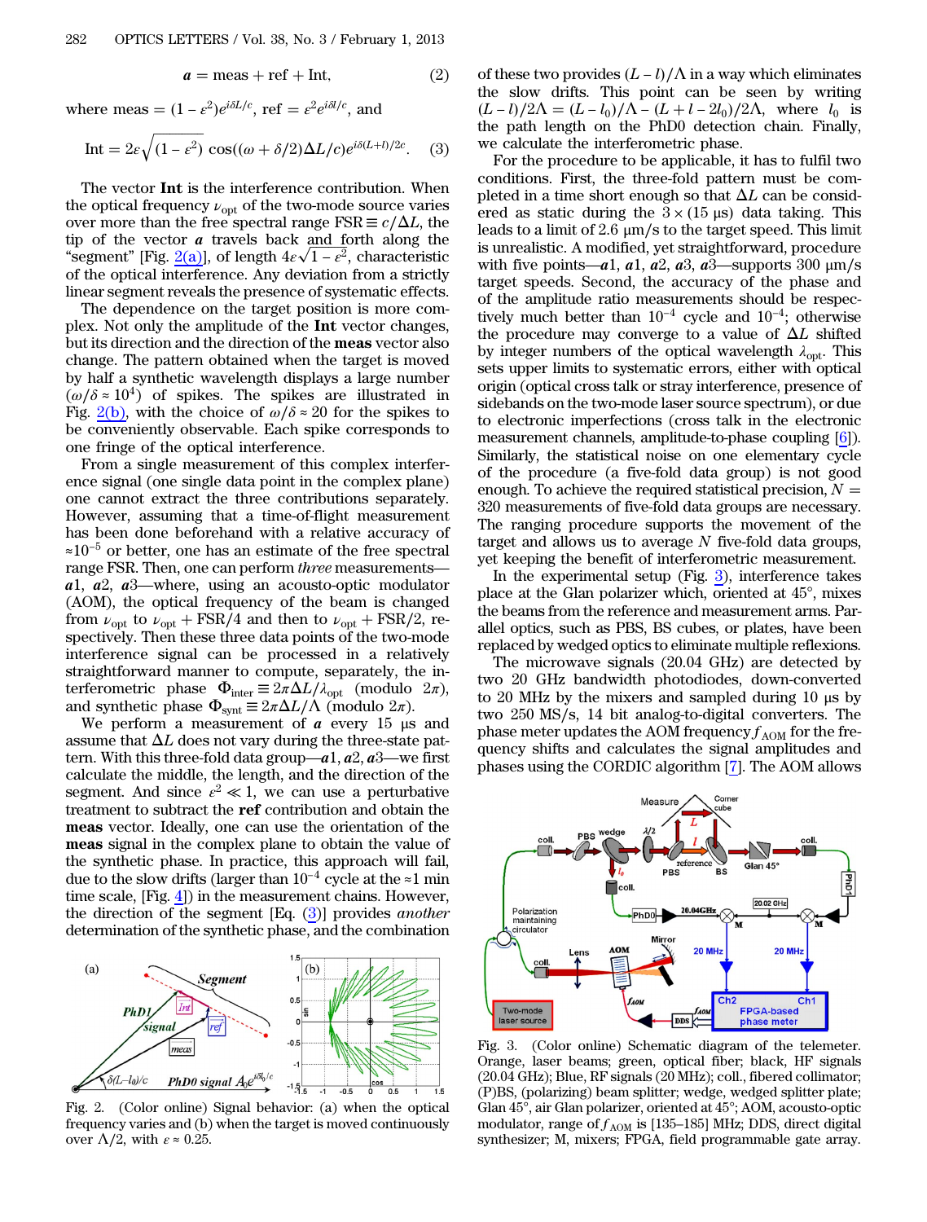$$\boldsymbol{a} = \text{meas} + \text{ref} + \text{Int}, \tag{2}$$

where meas $= (1 - \varepsilon^2)e^{i\delta L/c}$, ref $= \varepsilon^2 e^{i\delta l/c}$, and

$$\text{Int} = 2\varepsilon\sqrt{(1-\varepsilon^2)}\,\cos((\omega+\delta/2)\Delta L/c)e^{i\delta(L+l)/2c}. \tag{3}$$

The vector **Int** is the interference contribution. When the optical frequency $\nu_{\text{opt}}$ of the two-mode source varies over more than the free spectral range $\text{FSR} \equiv c/\Delta L$, the tip of the vector $\boldsymbol{a}$ travels back and forth along the "segment" [Fig. 2(a)], of length $4\varepsilon\sqrt{1-\varepsilon^2}$, characteristic of the optical interference. Any deviation from a strictly linear segment reveals the presence of systematic effects.

The dependence on the target position is more complex. Not only the amplitude of the **Int** vector changes, but its direction and the direction of the **meas** vector also change. The pattern obtained when the target is moved by half a synthetic wavelength displays a large number $(\omega/\delta \approx 10^4)$ of spikes. The spikes are illustrated in Fig. 2(b), with the choice of $\omega/\delta \approx 20$ for the spikes to be conveniently observable. Each spike corresponds to one fringe of the optical interference.

From a single measurement of this complex interference signal (one single data point in the complex plane) one cannot extract the three contributions separately. However, assuming that a time-of-flight measurement has been done beforehand with a relative accuracy of $\approx 10^{-5}$ or better, one has an estimate of the free spectral range FSR. Then, one can perform *three* measurements—$\boldsymbol{a}1$, $\boldsymbol{a}2$, $\boldsymbol{a}3$—where, using an acousto-optic modulator (AOM), the optical frequency of the beam is changed from $\nu_{\text{opt}}$ to $\nu_{\text{opt}} + \text{FSR}/4$ and then to $\nu_{\text{opt}} + \text{FSR}/2$, respectively. Then these three data points of the two-mode interference signal can be processed in a relatively straightforward manner to compute, separately, the interferometric phase $\Phi_{\text{inter}} \equiv 2\pi\Delta L/\lambda_{\text{opt}}$ (modulo $2\pi$), and synthetic phase $\Phi_{\text{synt}} \equiv 2\pi\Delta L/\Lambda$ (modulo $2\pi$).

We perform a measurement of $\boldsymbol{a}$ every 15 µs and assume that $\Delta L$ does not vary during the three-state pattern. With this three-fold data group—$\boldsymbol{a}1$, $\boldsymbol{a}2$, $\boldsymbol{a}3$—we first calculate the middle, the length, and the direction of the segment. And since $\varepsilon^2 \ll 1$, we can use a perturbative treatment to subtract the **ref** contribution and obtain the **meas** vector. Ideally, one can use the orientation of the **meas** signal in the complex plane to obtain the value of the synthetic phase. In practice, this approach will fail, due to the slow drifts (larger than $10^{-4}$ cycle at the $\approx 1$ min time scale, [Fig. 4]) in the measurement chains. However, the direction of the segment [Eq. (3)] provides *another* determination of the synthetic phase, and the combination of these two provides $(L - l)/\Lambda$ in a way which eliminates the slow drifts. This point can be seen by writing $(L - l)/2\Lambda = (L - l_0)/\Lambda - (L + l - 2l_0)/2\Lambda$, where $l_0$ is the path length on the PhD0 detection chain. Finally, we calculate the interferometric phase.

Fig. 2. (Color online) Signal behavior: (a) when the optical frequency varies and (b) when the target is moved continuously over $\Lambda/2$, with $\varepsilon \approx 0.25$.

For the procedure to be applicable, it has to fulfil two conditions. First, the three-fold pattern must be completed in a time short enough so that $\Delta L$ can be considered as static during the $3 \times (15\ \mu\text{s})$ data taking. This leads to a limit of 2.6 µm/s to the target speed. This limit is unrealistic. A modified, yet straightforward, procedure with five points—$\boldsymbol{a}1$, $\boldsymbol{a}1$, $\boldsymbol{a}2$, $\boldsymbol{a}3$, $\boldsymbol{a}3$—supports 300 µm/s target speeds. Second, the accuracy of the phase and of the amplitude ratio measurements should be respectively much better than $10^{-4}$ cycle and $10^{-4}$; otherwise the procedure may converge to a value of $\Delta L$ shifted by integer numbers of the optical wavelength $\lambda_{\text{opt}}$. This sets upper limits to systematic errors, either with optical origin (optical cross talk or stray interference, presence of sidebands on the two-mode laser source spectrum), or due to electronic imperfections (cross talk in the electronic measurement channels, amplitude-to-phase coupling [6]). Similarly, the statistical noise on one elementary cycle of the procedure (a five-fold data group) is not good enough. To achieve the required statistical precision, $N = 320$ measurements of five-fold data groups are necessary. The ranging procedure supports the movement of the target and allows us to average $N$ five-fold data groups, yet keeping the benefit of interferometric measurement.

In the experimental setup (Fig. 3), interference takes place at the Glan polarizer which, oriented at 45°, mixes the beams from the reference and measurement arms. Parallel optics, such as PBS, BS cubes, or plates, have been replaced by wedged optics to eliminate multiple reflections.

The microwave signals (20.04 GHz) are detected by two 20 GHz bandwidth photodiodes, down-converted to 20 MHz by the mixers and sampled during 10 µs by two 250 MS/s, 14 bit analog-to-digital converters. The phase meter updates the AOM frequency $f_{\text{AOM}}$ for the frequency shifts and calculates the signal amplitudes and phases using the CORDIC algorithm [7]. The AOM allows

Fig. 3. (Color online) Schematic diagram of the telemeter. Orange, laser beams; green, optical fiber; black, HF signals (20.04 GHz); Blue, RF signals (20 MHz); coll., fibered collimator; (P)BS, (polarizing) beam splitter; wedge, wedged splitter plate; Glan 45°, air Glan polarizer, oriented at 45°; AOM, acousto-optic modulator, range of $f_{\text{AOM}}$ is [135–185] MHz; DDS, direct digital synthesizer; M, mixers; FPGA, field programmable gate array.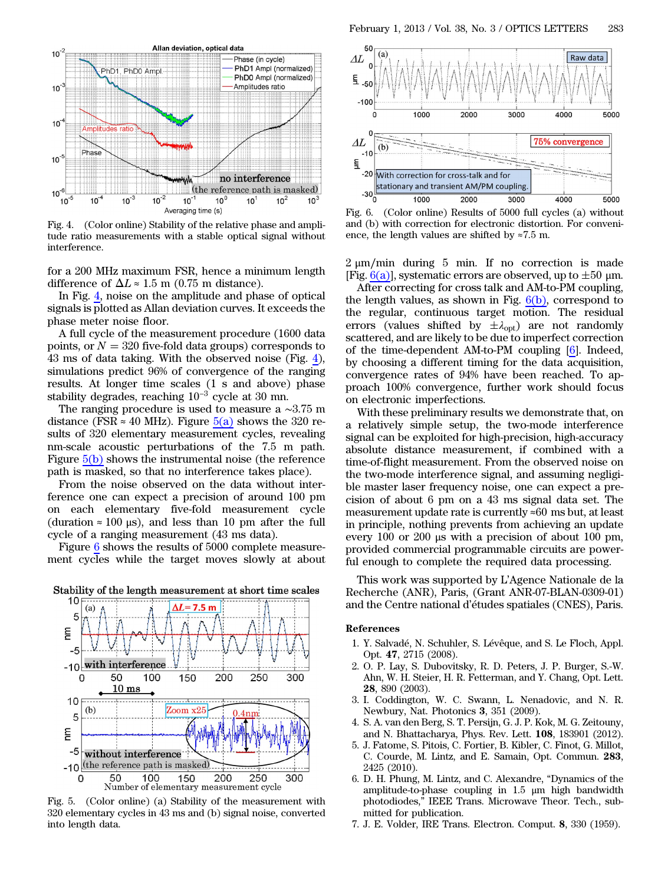Allan deviation, optical data

Phase (in cycle)
PhD1 Ampl (normalized)
PhD0 Ampl (normalized)
Amplitudes ratio

PhD1, PhD0 Ampl

Amplitudes ratio

Phase

no interference
(the reference path is masked)

Averaging time (s)

Fig. 4. (Color online) Stability of the relative phase and amplitude ratio measurements with a stable optical signal without interference.

for a 200 MHz maximum FSR, hence a minimum length difference of $\Delta L \approx 1.5$ m (0.75 m distance).

In Fig. 4, noise on the amplitude and phase of optical signals is plotted as Allan deviation curves. It exceeds the phase meter noise floor.

A full cycle of the measurement procedure (1600 data points, or $N = 320$ five-fold data groups) corresponds to 43 ms of data taking. With the observed noise (Fig. 4), simulations predict 96% of convergence of the ranging results. At longer time scales (1 s and above) phase stability degrades, reaching $10^{-3}$ cycle at 30 mn.

The ranging procedure is used to measure a ~3.75 m distance (FSR ≈ 40 MHz). Figure 5(a) shows the 320 results of 320 elementary measurement cycles, revealing nm-scale acoustic perturbations of the 7.5 m path. Figure 5(b) shows the instrumental noise (the reference path is masked, so that no interference takes place).

From the noise observed on the data without interference one can expect a precision of around 100 pm on each elementary five-fold measurement cycle (duration ≈ 100 µs), and less than 10 pm after the full cycle of a ranging measurement (43 ms data).

Figure 6 shows the results of 5000 complete measurement cycles while the target moves slowly at about

Stability of the length measurement at short time scales

(a) $\Delta L$= 7.5 m

with interference

10 ms

(b) Zoom x25 0.4nm

without interference
(the reference path is masked)

Number of elementary measurement cycle

Fig. 5. (Color online) (a) Stability of the measurement with 320 elementary cycles in 43 ms and (b) signal noise, converted into length data.

(a) Raw data

(b) 75% convergence

With correction for cross-talk and for stationary and transient AM/PM coupling.

Fig. 6. (Color online) Results of 5000 full cycles (a) without and (b) with correction for electronic distortion. For convenience, the length values are shifted by ≈7.5 m.

2 µm/min during 5 min. If no correction is made [Fig. 6(a)], systematic errors are observed, up to ±50 µm.

After correcting for cross talk and AM-to-PM coupling, the length values, as shown in Fig. 6(b), correspond to the regular, continuous target motion. The residual errors (values shifted by $\pm\lambda_{\text{opt}}$) are not randomly scattered, and are likely to be due to imperfect correction of the time-dependent AM-to-PM coupling [6]. Indeed, by choosing a different timing for the data acquisition, convergence rates of 94% have been reached. To approach 100% convergence, further work should focus on electronic imperfections.

With these preliminary results we demonstrate that, on a relatively simple setup, the two-mode interference signal can be exploited for high-precision, high-accuracy absolute distance measurement, if combined with a time-of-flight measurement. From the observed noise on the two-mode interference signal, and assuming negligible master laser frequency noise, one can expect a precision of about 6 pm on a 43 ms signal data set. The measurement update rate is currently ≈60 ms but, at least in principle, nothing prevents from achieving an update every 100 or 200 µs with a precision of about 100 pm, provided commercial programmable circuits are powerful enough to complete the required data processing.

This work was supported by L'Agence Nationale de la Recherche (ANR), Paris, (Grant ANR-07-BLAN-0309-01) and the Centre national d'études spatiales (CNES), Paris.

## References

1. Y. Salvadé, N. Schuhler, S. Lévêque, and S. Le Floch, Appl. Opt. **47**, 2715 (2008).
2. O. P. Lay, S. Dubovitsky, R. D. Peters, J. P. Burger, S.-W. Ahn, W. H. Steier, H. R. Fetterman, and Y. Chang, Opt. Lett. **28**, 890 (2003).
3. I. Coddington, W. C. Swann, L. Nenadovic, and N. R. Newbury, Nat. Photonics **3**, 351 (2009).
4. S. A. van den Berg, S. T. Persijn, G. J. P. Kok, M. G. Zeitouny, and N. Bhattacharya, Phys. Rev. Lett. **108**, 183901 (2012).
5. J. Fatome, S. Pitois, C. Fortier, B. Kibler, C. Finot, G. Millot, C. Courde, M. Lintz, and E. Samain, Opt. Commun. **283**, 2425 (2010).
6. D. H. Phung, M. Lintz, and C. Alexandre, "Dynamics of the amplitude-to-phase coupling in 1.5 µm high bandwidth photodiodes," IEEE Trans. Microwave Theor. Tech., submitted for publication.
7. J. E. Volder, IRE Trans. Electron. Comput. **8**, 330 (1959).